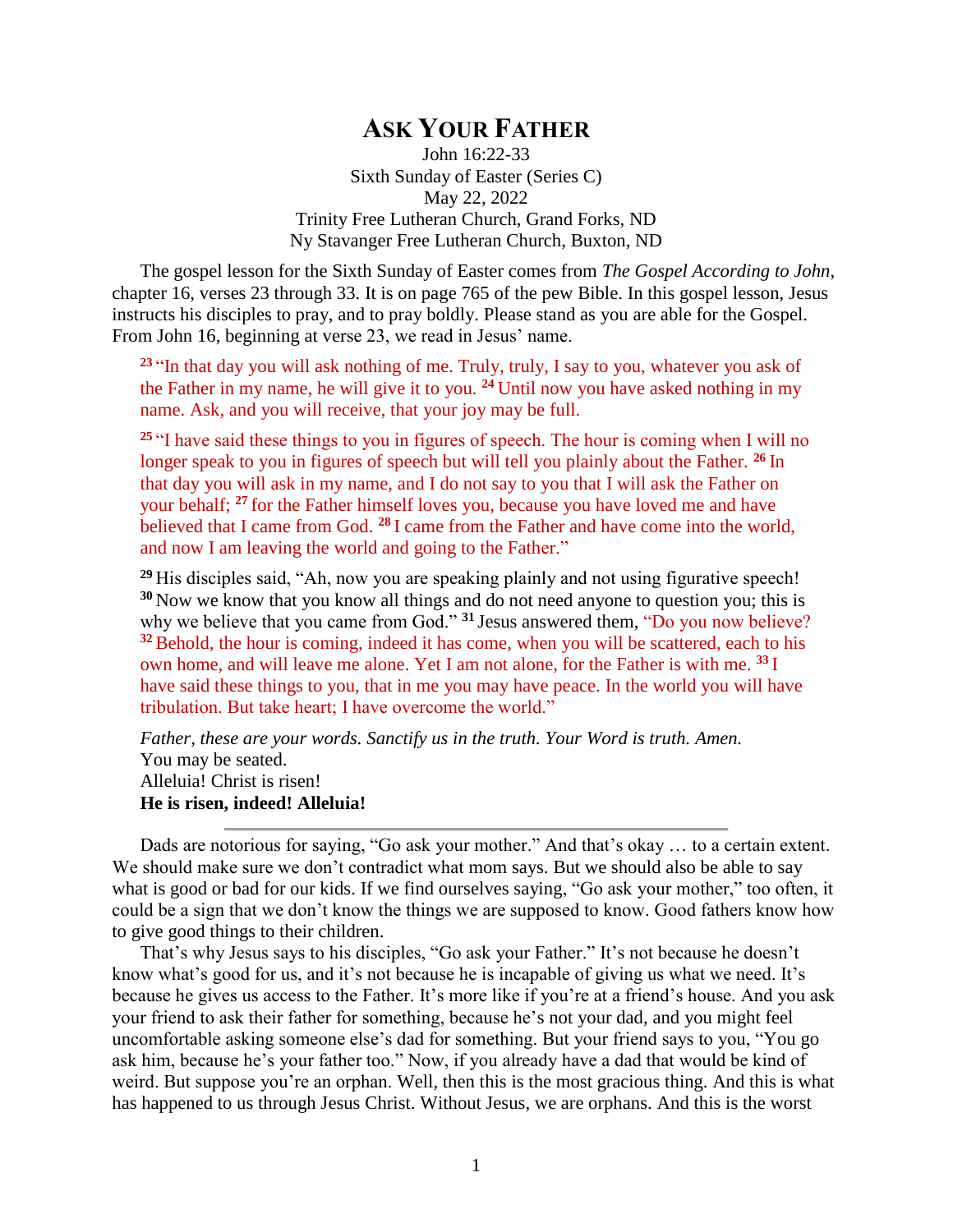# ASK YOUR FATHER

John 16:22-33
Sixth Sunday of Easter (Series C)
May 22, 2022
Trinity Free Lutheran Church, Grand Forks, ND
Ny Stavanger Free Lutheran Church, Buxton, ND

The gospel lesson for the Sixth Sunday of Easter comes from *The Gospel According to John*, chapter 16, verses 23 through 33. It is on page 765 of the pew Bible. In this gospel lesson, Jesus instructs his disciples to pray, and to pray boldly. Please stand as you are able for the Gospel. From John 16, beginning at verse 23, we read in Jesus' name.

> **23** "In that day you will ask nothing of me. Truly, truly, I say to you, whatever you ask of the Father in my name, he will give it to you. **24** Until now you have asked nothing in my name. Ask, and you will receive, that your joy may be full.
>
> **25** "I have said these things to you in figures of speech. The hour is coming when I will no longer speak to you in figures of speech but will tell you plainly about the Father. **26** In that day you will ask in my name, and I do not say to you that I will ask the Father on your behalf; **27** for the Father himself loves you, because you have loved me and have believed that I came from God. **28** I came from the Father and have come into the world, and now I am leaving the world and going to the Father."
>
> **29** His disciples said, "Ah, now you are speaking plainly and not using figurative speech! **30** Now we know that you know all things and do not need anyone to question you; this is why we believe that you came from God." **31** Jesus answered them, "Do you now believe? **32** Behold, the hour is coming, indeed it has come, when you will be scattered, each to his own home, and will leave me alone. Yet I am not alone, for the Father is with me. **33** I have said these things to you, that in me you may have peace. In the world you will have tribulation. But take heart; I have overcome the world."
>
> *Father, these are your words. Sanctify us in the truth. Your Word is truth. Amen.*
> You may be seated.
> Alleluia! Christ is risen!
> **He is risen, indeed! Alleluia!**

---

Dads are notorious for saying, "Go ask your mother." And that's okay … to a certain extent. We should make sure we don't contradict what mom says. But we should also be able to say what is good or bad for our kids. If we find ourselves saying, "Go ask your mother," too often, it could be a sign that we don't know the things we are supposed to know. Good fathers know how to give good things to their children.

That's why Jesus says to his disciples, "Go ask your Father." It's not because he doesn't know what's good for us, and it's not because he is incapable of giving us what we need. It's because he gives us access to the Father. It's more like if you're at a friend's house. And you ask your friend to ask their father for something, because he's not your dad, and you might feel uncomfortable asking someone else's dad for something. But your friend says to you, "You go ask him, because he's your father too." Now, if you already have a dad that would be kind of weird. But suppose you're an orphan. Well, then this is the most gracious thing. And this is what has happened to us through Jesus Christ. Without Jesus, we are orphans. And this is the worst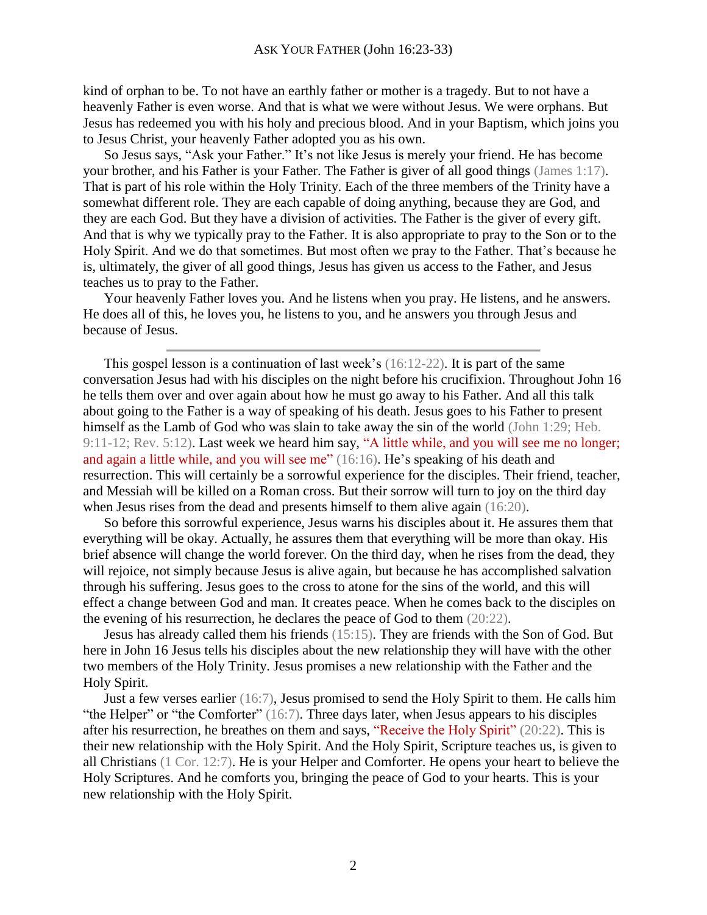kind of orphan to be. To not have an earthly father or mother is a tragedy. But to not have a heavenly Father is even worse. And that is what we were without Jesus. We were orphans. But Jesus has redeemed you with his holy and precious blood. And in your Baptism, which joins you to Jesus Christ, your heavenly Father adopted you as his own.

So Jesus says, "Ask your Father." It's not like Jesus is merely your friend. He has become your brother, and his Father is your Father. The Father is giver of all good things (James 1:17). That is part of his role within the Holy Trinity. Each of the three members of the Trinity have a somewhat different role. They are each capable of doing anything, because they are God, and they are each God. But they have a division of activities. The Father is the giver of every gift. And that is why we typically pray to the Father. It is also appropriate to pray to the Son or to the Holy Spirit. And we do that sometimes. But most often we pray to the Father. That's because he is, ultimately, the giver of all good things, Jesus has given us access to the Father, and Jesus teaches us to pray to the Father.

Your heavenly Father loves you. And he listens when you pray. He listens, and he answers. He does all of this, he loves you, he listens to you, and he answers you through Jesus and because of Jesus.

---

This gospel lesson is a continuation of last week's (16:12-22). It is part of the same conversation Jesus had with his disciples on the night before his crucifixion. Throughout John 16 he tells them over and over again about how he must go away to his Father. And all this talk about going to the Father is a way of speaking of his death. Jesus goes to his Father to present himself as the Lamb of God who was slain to take away the sin of the world (John 1:29; Heb. 9:11-12; Rev. 5:12). Last week we heard him say, "A little while, and you will see me no longer; and again a little while, and you will see me" (16:16). He's speaking of his death and resurrection. This will certainly be a sorrowful experience for the disciples. Their friend, teacher, and Messiah will be killed on a Roman cross. But their sorrow will turn to joy on the third day when Jesus rises from the dead and presents himself to them alive again (16:20).

So before this sorrowful experience, Jesus warns his disciples about it. He assures them that everything will be okay. Actually, he assures them that everything will be more than okay. His brief absence will change the world forever. On the third day, when he rises from the dead, they will rejoice, not simply because Jesus is alive again, but because he has accomplished salvation through his suffering. Jesus goes to the cross to atone for the sins of the world, and this will effect a change between God and man. It creates peace. When he comes back to the disciples on the evening of his resurrection, he declares the peace of God to them (20:22).

Jesus has already called them his friends (15:15). They are friends with the Son of God. But here in John 16 Jesus tells his disciples about the new relationship they will have with the other two members of the Holy Trinity. Jesus promises a new relationship with the Father and the Holy Spirit.

Just a few verses earlier (16:7), Jesus promised to send the Holy Spirit to them. He calls him "the Helper" or "the Comforter" (16:7). Three days later, when Jesus appears to his disciples after his resurrection, he breathes on them and says, "Receive the Holy Spirit" (20:22). This is their new relationship with the Holy Spirit. And the Holy Spirit, Scripture teaches us, is given to all Christians (1 Cor. 12:7). He is your Helper and Comforter. He opens your heart to believe the Holy Scriptures. And he comforts you, bringing the peace of God to your hearts. This is your new relationship with the Holy Spirit.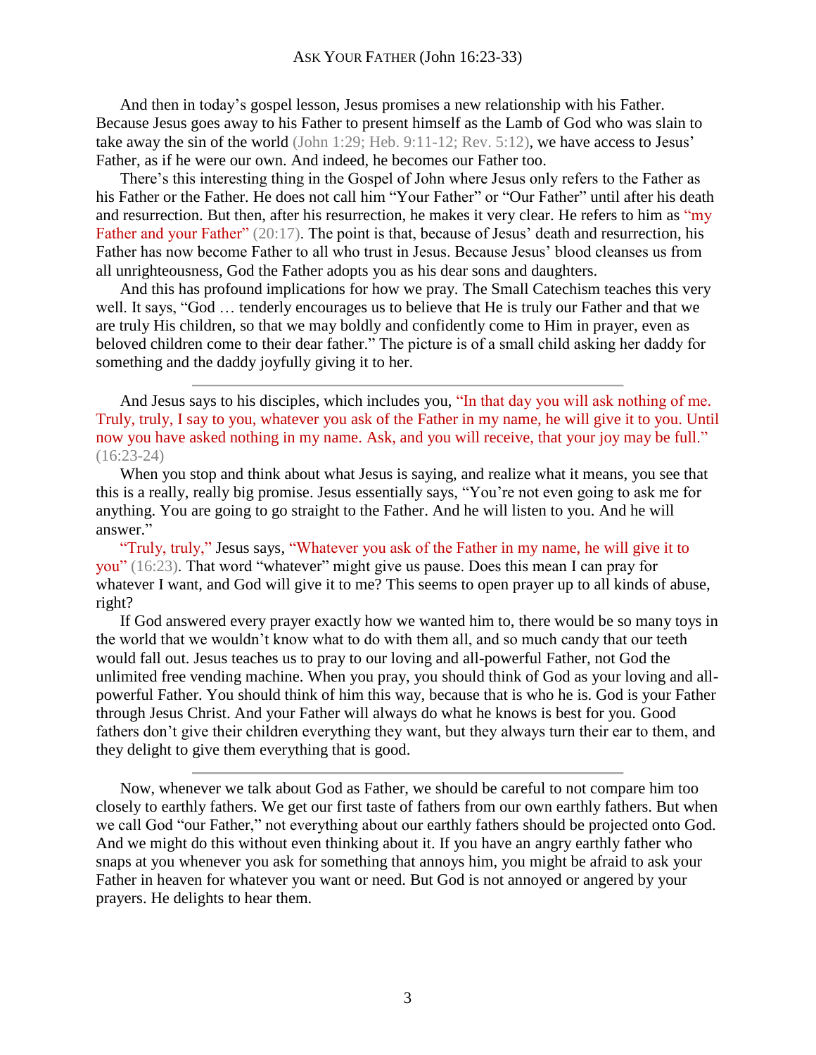And then in today's gospel lesson, Jesus promises a new relationship with his Father. Because Jesus goes away to his Father to present himself as the Lamb of God who was slain to take away the sin of the world (John 1:29; Heb. 9:11-12; Rev. 5:12), we have access to Jesus' Father, as if he were our own. And indeed, he becomes our Father too.

There's this interesting thing in the Gospel of John where Jesus only refers to the Father as his Father or the Father. He does not call him "Your Father" or "Our Father" until after his death and resurrection. But then, after his resurrection, he makes it very clear. He refers to him as "my Father and your Father" (20:17). The point is that, because of Jesus' death and resurrection, his Father has now become Father to all who trust in Jesus. Because Jesus' blood cleanses us from all unrighteousness, God the Father adopts you as his dear sons and daughters.

And this has profound implications for how we pray. The Small Catechism teaches this very well. It says, "God … tenderly encourages us to believe that He is truly our Father and that we are truly His children, so that we may boldly and confidently come to Him in prayer, even as beloved children come to their dear father." The picture is of a small child asking her daddy for something and the daddy joyfully giving it to her.

---

And Jesus says to his disciples, which includes you, "In that day you will ask nothing of me. Truly, truly, I say to you, whatever you ask of the Father in my name, he will give it to you. Until now you have asked nothing in my name. Ask, and you will receive, that your joy may be full." (16:23-24)

When you stop and think about what Jesus is saying, and realize what it means, you see that this is a really, really big promise. Jesus essentially says, "You're not even going to ask me for anything. You are going to go straight to the Father. And he will listen to you. And he will answer."

"Truly, truly," Jesus says, "Whatever you ask of the Father in my name, he will give it to you" (16:23). That word "whatever" might give us pause. Does this mean I can pray for whatever I want, and God will give it to me? This seems to open prayer up to all kinds of abuse, right?

If God answered every prayer exactly how we wanted him to, there would be so many toys in the world that we wouldn't know what to do with them all, and so much candy that our teeth would fall out. Jesus teaches us to pray to our loving and all-powerful Father, not God the unlimited free vending machine. When you pray, you should think of God as your loving and all-powerful Father. You should think of him this way, because that is who he is. God is your Father through Jesus Christ. And your Father will always do what he knows is best for you. Good fathers don't give their children everything they want, but they always turn their ear to them, and they delight to give them everything that is good.

---

Now, whenever we talk about God as Father, we should be careful to not compare him too closely to earthly fathers. We get our first taste of fathers from our own earthly fathers. But when we call God "our Father," not everything about our earthly fathers should be projected onto God. And we might do this without even thinking about it. If you have an angry earthly father who snaps at you whenever you ask for something that annoys him, you might be afraid to ask your Father in heaven for whatever you want or need. But God is not annoyed or angered by your prayers. He delights to hear them.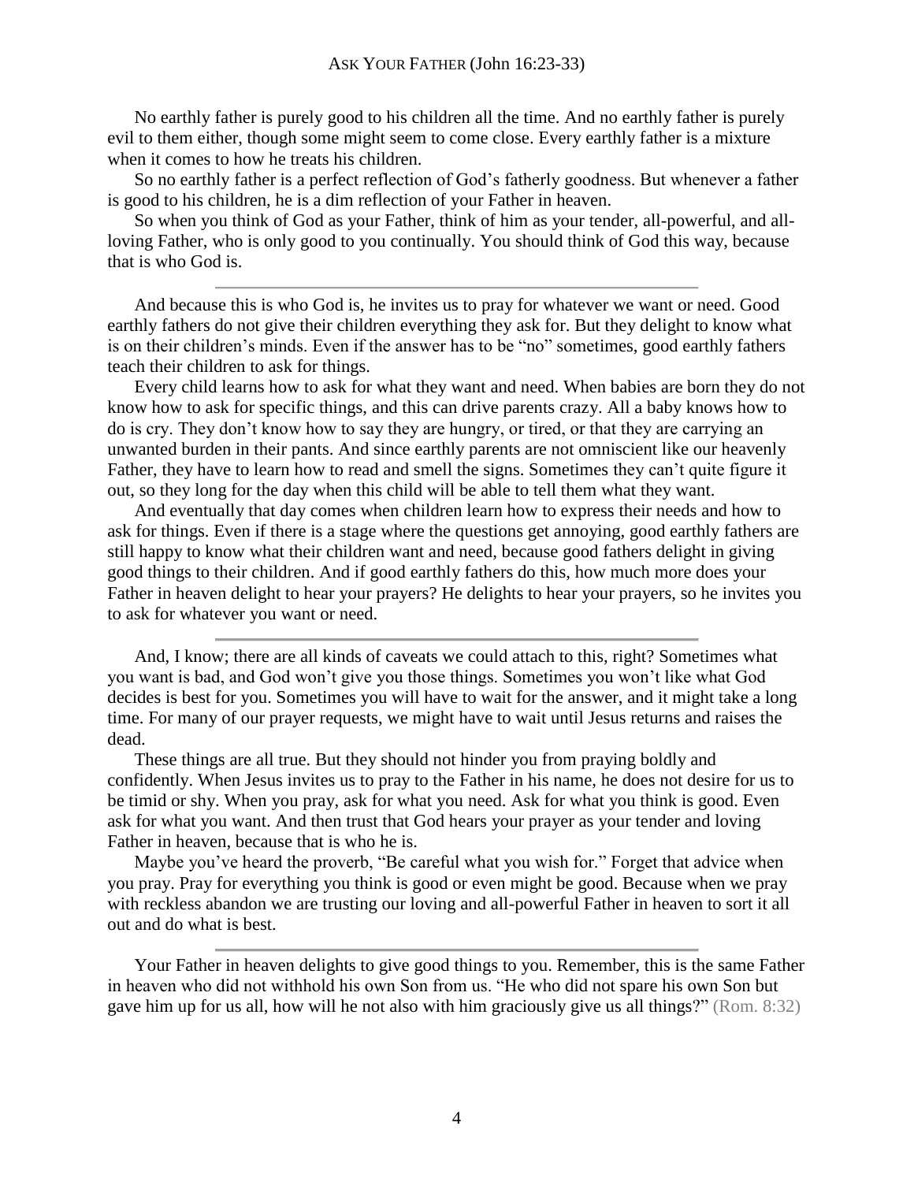No earthly father is purely good to his children all the time. And no earthly father is purely evil to them either, though some might seem to come close. Every earthly father is a mixture when it comes to how he treats his children.

So no earthly father is a perfect reflection of God's fatherly goodness. But whenever a father is good to his children, he is a dim reflection of your Father in heaven.

So when you think of God as your Father, think of him as your tender, all-powerful, and all-loving Father, who is only good to you continually. You should think of God this way, because that is who God is.

---

And because this is who God is, he invites us to pray for whatever we want or need. Good earthly fathers do not give their children everything they ask for. But they delight to know what is on their children's minds. Even if the answer has to be "no" sometimes, good earthly fathers teach their children to ask for things.

Every child learns how to ask for what they want and need. When babies are born they do not know how to ask for specific things, and this can drive parents crazy. All a baby knows how to do is cry. They don't know how to say they are hungry, or tired, or that they are carrying an unwanted burden in their pants. And since earthly parents are not omniscient like our heavenly Father, they have to learn how to read and smell the signs. Sometimes they can't quite figure it out, so they long for the day when this child will be able to tell them what they want.

And eventually that day comes when children learn how to express their needs and how to ask for things. Even if there is a stage where the questions get annoying, good earthly fathers are still happy to know what their children want and need, because good fathers delight in giving good things to their children. And if good earthly fathers do this, how much more does your Father in heaven delight to hear your prayers? He delights to hear your prayers, so he invites you to ask for whatever you want or need.

---

And, I know; there are all kinds of caveats we could attach to this, right? Sometimes what you want is bad, and God won't give you those things. Sometimes you won't like what God decides is best for you. Sometimes you will have to wait for the answer, and it might take a long time. For many of our prayer requests, we might have to wait until Jesus returns and raises the dead.

These things are all true. But they should not hinder you from praying boldly and confidently. When Jesus invites us to pray to the Father in his name, he does not desire for us to be timid or shy. When you pray, ask for what you need. Ask for what you think is good. Even ask for what you want. And then trust that God hears your prayer as your tender and loving Father in heaven, because that is who he is.

Maybe you've heard the proverb, "Be careful what you wish for." Forget that advice when you pray. Pray for everything you think is good or even might be good. Because when we pray with reckless abandon we are trusting our loving and all-powerful Father in heaven to sort it all out and do what is best.

---

Your Father in heaven delights to give good things to you. Remember, this is the same Father in heaven who did not withhold his own Son from us. "He who did not spare his own Son but gave him up for us all, how will he not also with him graciously give us all things?" (Rom. 8:32)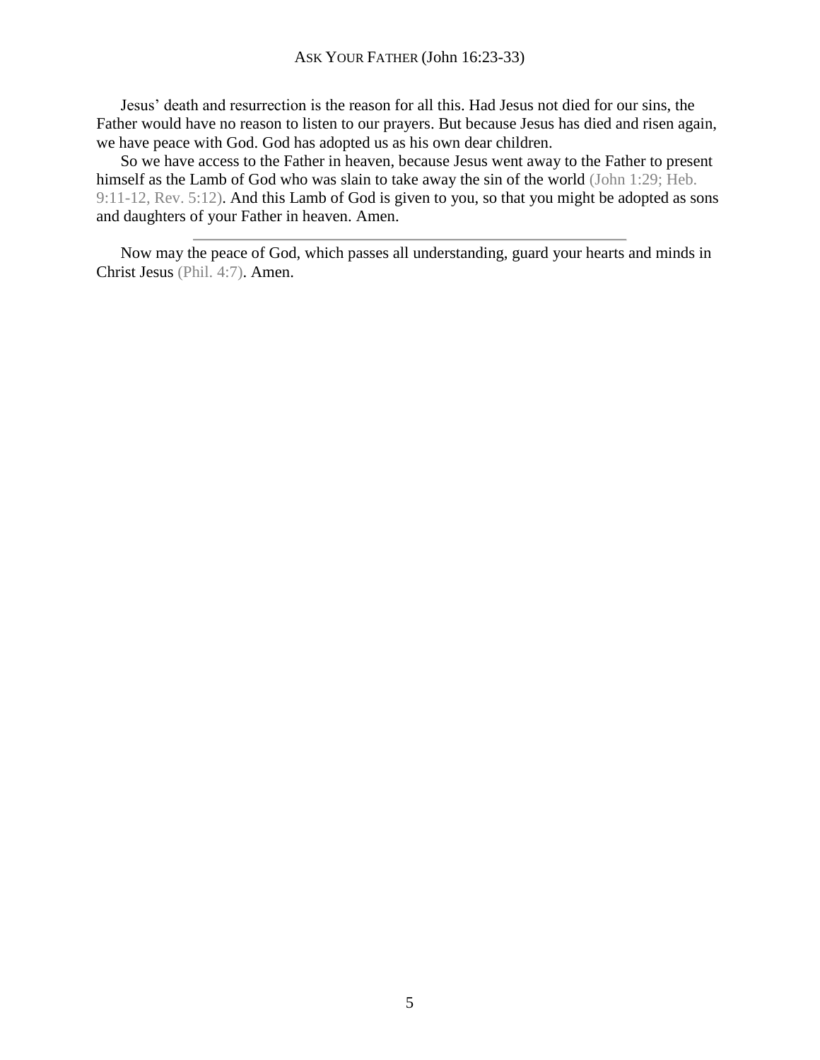Jesus' death and resurrection is the reason for all this. Had Jesus not died for our sins, the Father would have no reason to listen to our prayers. But because Jesus has died and risen again, we have peace with God. God has adopted us as his own dear children.

So we have access to the Father in heaven, because Jesus went away to the Father to present himself as the Lamb of God who was slain to take away the sin of the world (John 1:29; Heb. 9:11-12, Rev. 5:12). And this Lamb of God is given to you, so that you might be adopted as sons and daughters of your Father in heaven. Amen.

---

Now may the peace of God, which passes all understanding, guard your hearts and minds in Christ Jesus (Phil. 4:7). Amen.